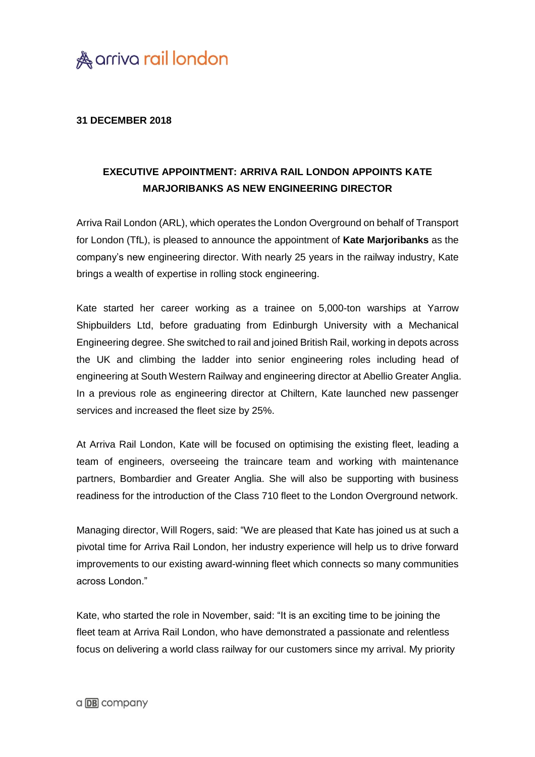**31 DECEMBER 2018**

# EXECUTIVE APPOINTMENT: ARRIVA RAIL LONDON APPOINTS KATE MARJORIBANKS AS NEW ENGINEERING DIRECTOR

Arriva Rail London (ARL), which operates the London Overground on behalf of Transport for London (TfL), is pleased to announce the appointment of **Kate Marjoribanks** as the company's new engineering director. With nearly 25 years in the railway industry, Kate brings a wealth of expertise in rolling stock engineering.

Kate started her career working as a trainee on 5,000-ton warships at Yarrow Shipbuilders Ltd, before graduating from Edinburgh University with a Mechanical Engineering degree. She switched to rail and joined British Rail, working in depots across the UK and climbing the ladder into senior engineering roles including head of engineering at South Western Railway and engineering director at Abellio Greater Anglia. In a previous role as engineering director at Chiltern, Kate launched new passenger services and increased the fleet size by 25%.

At Arriva Rail London, Kate will be focused on optimising the existing fleet, leading a team of engineers, overseeing the traincare team and working with maintenance partners, Bombardier and Greater Anglia. She will also be supporting with business readiness for the introduction of the Class 710 fleet to the London Overground network.

Managing director, Will Rogers, said: "We are pleased that Kate has joined us at such a pivotal time for Arriva Rail London, her industry experience will help us to drive forward improvements to our existing award-winning fleet which connects so many communities across London."

Kate, who started the role in November, said: "It is an exciting time to be joining the fleet team at Arriva Rail London, who have demonstrated a passionate and relentless focus on delivering a world class railway for our customers since my arrival. My priority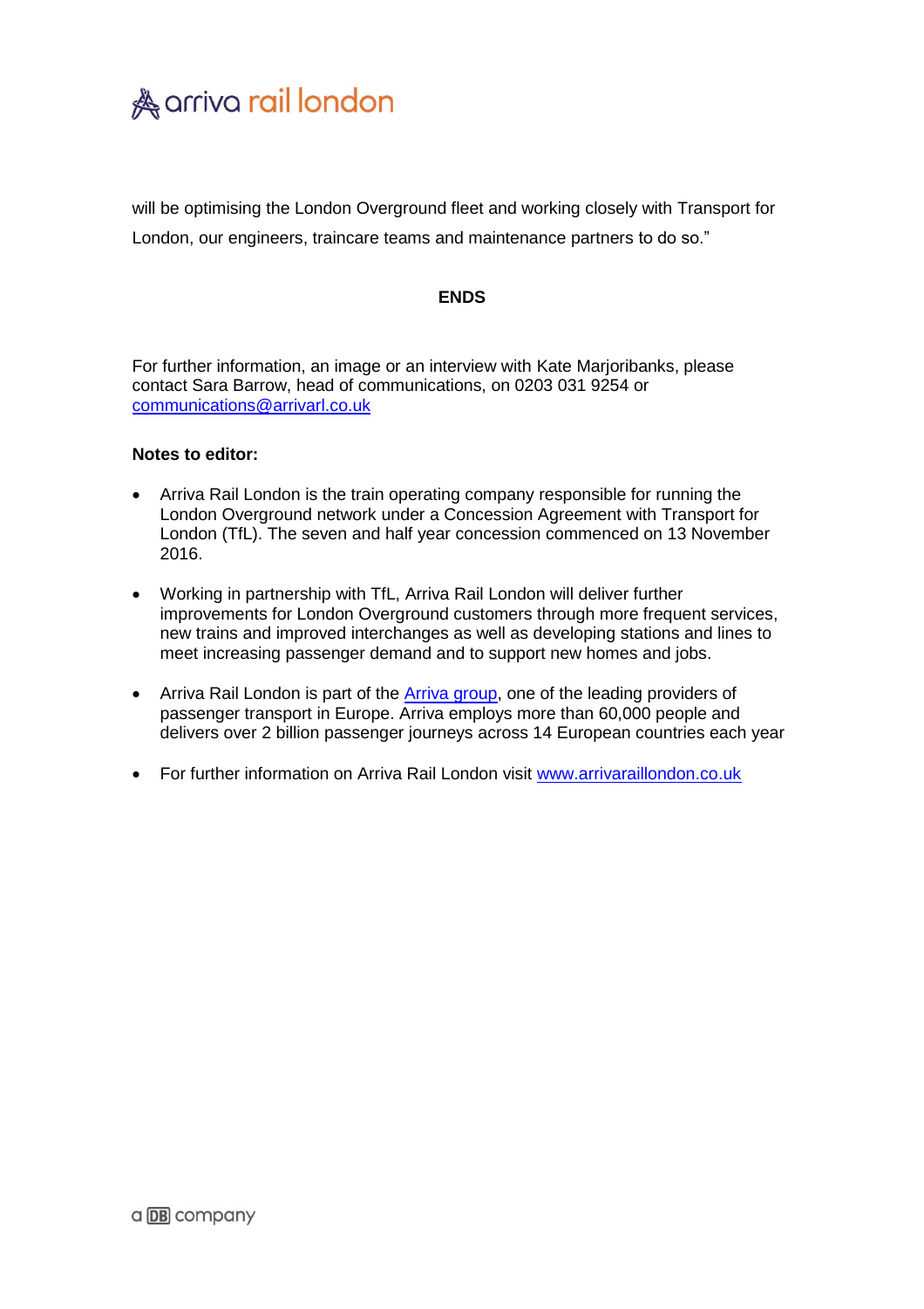will be optimising the London Overground fleet and working closely with Transport for London, our engineers, traincare teams and maintenance partners to do so."

**ENDS**

For further information, an image or an interview with Kate Marjoribanks, please contact Sara Barrow, head of communications, on 0203 031 9254 or [communications@arrivarl.co.uk](mailto:communications@arrivarl.co.uk)

**Notes to editor:**

- Arriva Rail London is the train operating company responsible for running the London Overground network under a Concession Agreement with Transport for London (TfL). The seven and half year concession commenced on 13 November 2016.
- Working in partnership with TfL, Arriva Rail London will deliver further improvements for London Overground customers through more frequent services, new trains and improved interchanges as well as developing stations and lines to meet increasing passenger demand and to support new homes and jobs.
- Arriva Rail London is part of the Arriva group, one of the leading providers of passenger transport in Europe. Arriva employs more than 60,000 people and delivers over 2 billion passenger journeys across 14 European countries each year
- For further information on Arriva Rail London visit [www.arrivaraillondon.co.uk](http://www.arrivaraillondon.co.uk)